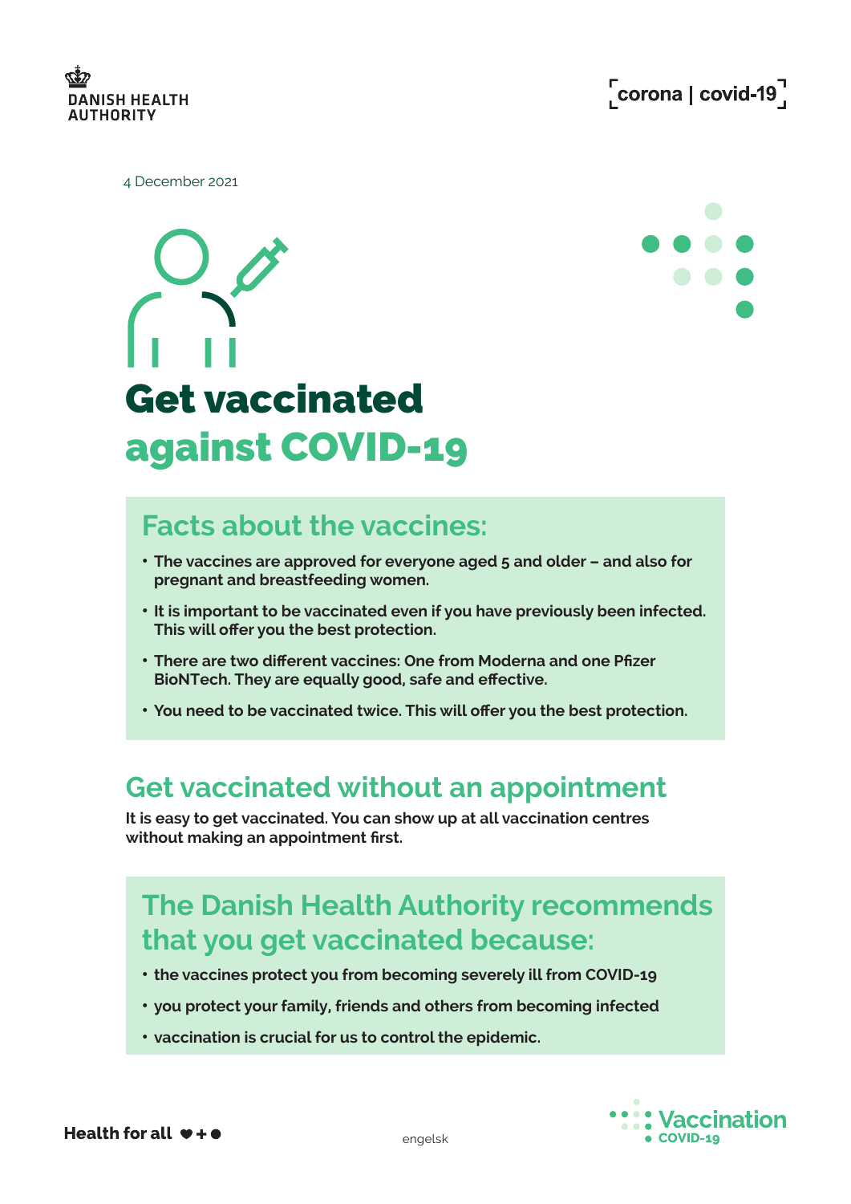DANISH HEALTH AUTHORITY

corona | covid-19

4 December 2021

# Get vaccinated against COVID-19

## Facts about the vaccines:

- **The vaccines are approved for everyone aged 5 and older – and also for pregnant and breastfeeding women.**
- **It is important to be vaccinated even if you have previously been infected. This will offer you the best protection.**
- **There are two different vaccines: One from Moderna and one Pfizer BioNTech. They are equally good, safe and effective.**
- **You need to be vaccinated twice. This will offer you the best protection.**

## Get vaccinated without an appointment

**It is easy to get vaccinated. You can show up at all vaccination centres without making an appointment first.**

## The Danish Health Authority recommends that you get vaccinated because:

- **the vaccines protect you from becoming severely ill from COVID-19**
- **you protect your family, friends and others from becoming infected**
- **vaccination is crucial for us to control the epidemic.**

**Health for all**

engelsk

Vaccination COVID-19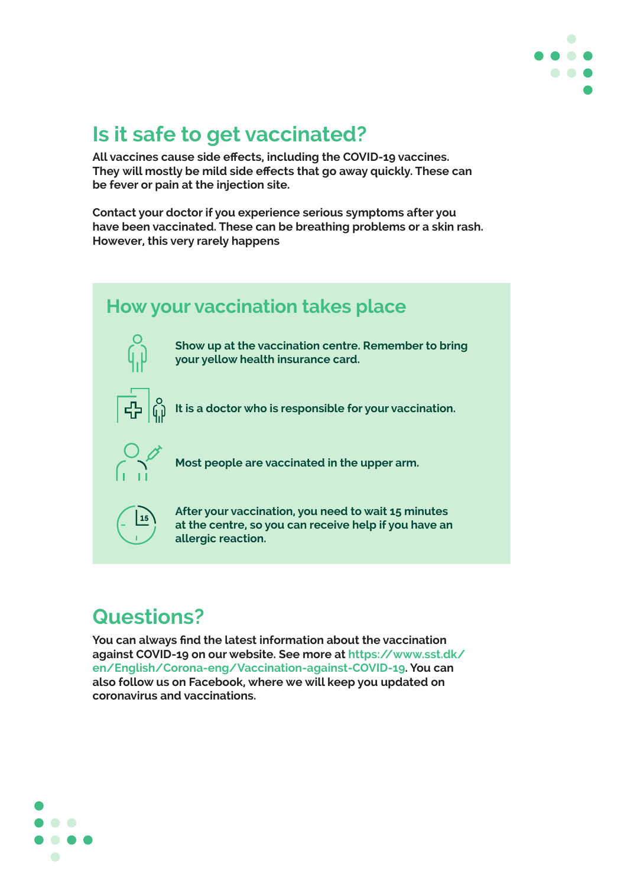## Is it safe to get vaccinated?

**All vaccines cause side effects, including the COVID-19 vaccines. They will mostly be mild side effects that go away quickly. These can be fever or pain at the injection site.**

**Contact your doctor if you experience serious symptoms after you have been vaccinated. These can be breathing problems or a skin rash. However, this very rarely happens**

## How your vaccination takes place

**Show up at the vaccination centre. Remember to bring your yellow health insurance card.**

**It is a doctor who is responsible for your vaccination.**

**Most people are vaccinated in the upper arm.**

**After your vaccination, you need to wait 15 minutes at the centre, so you can receive help if you have an allergic reaction.**

## Questions?

**You can always find the latest information about the vaccination against COVID-19 on our website. See more at https://www.sst.dk/en/English/Corona-eng/Vaccination-against-COVID-19. You can also follow us on Facebook, where we will keep you updated on coronavirus and vaccinations.**